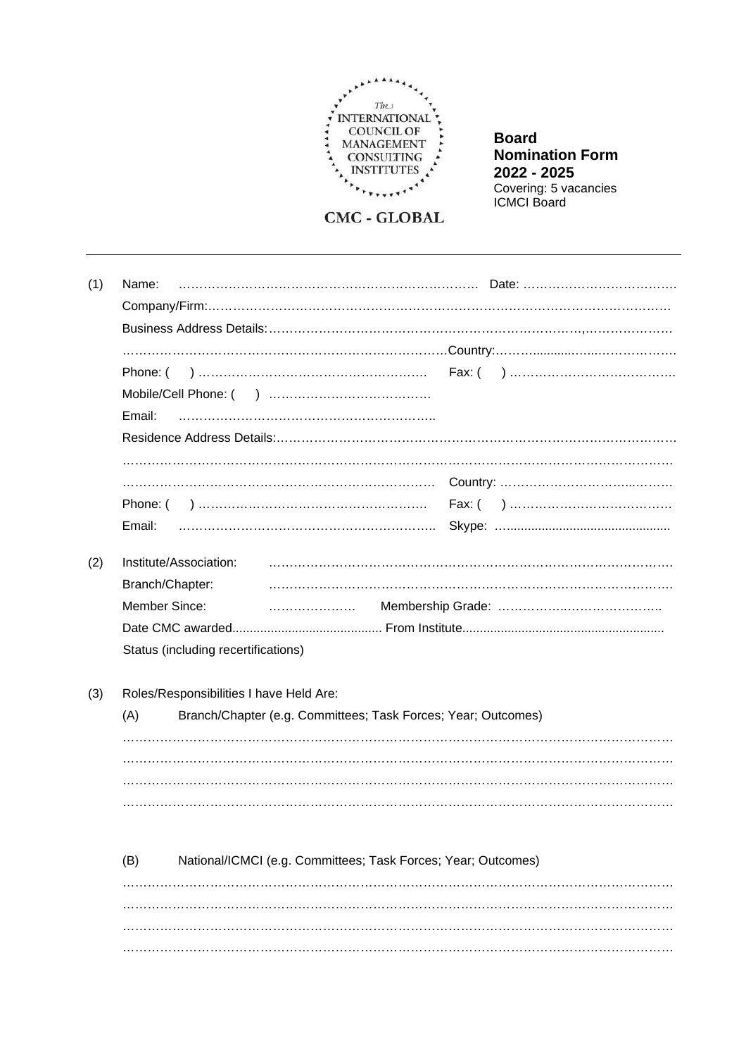The INTERNATIONAL COUNCIL OF MANAGEMENT CONSULTING INSTITUTES

CMC - GLOBAL

**Board Nomination Form 2022 - 2025**

Covering: 5 vacancies ICMCI Board

---

(1) Name: ………………………………………………………………… Date: ……………………………….

Company/Firm:……………………………………………………………………………………………………

Business Address Details:…………………………………………………………………,…………………

……………………………………………………………………….Country:……….........…...………………

Phone: ( ) ………………………………………………. Fax: ( ) …………………………………..

Mobile/Cell Phone: ( ) …………………………………

Email: ………………………………………………………..

Residence Address Details:……………………………………………………………………………………

………………………………………………………………………………………………………………………

…………………………………………………………………… Country: ……………………………...……

Phone: ( ) ………………………………………………. Fax: ( ) ………………………………….

Email: …………………………………………………….. Skype: …...............................................

(2) Institute/Association: ……………………………………………………………………………………

Branch/Chapter: ……………………………………………………………………………………

Member Since: ………………… Membership Grade: ……………..…………………..

Date CMC awarded........................................... From Institute.........................................................

Status (including recertifications)

(3) Roles/Responsibilities I have Held Are:

(A) Branch/Chapter (e.g. Committees; Task Forces; Year; Outcomes)

………………………………………………………………………………………………………………………

………………………………………………………………………………………………………………………

………………………………………………………………………………………………………………………

………………………………………………………………………………………………………………………

(B) National/ICMCI (e.g. Committees; Task Forces; Year; Outcomes)

………………………………………………………………………………………………………………………

………………………………………………………………………………………………………………………

………………………………………………………………………………………………………………………

………………………………………………………………………………………………………………………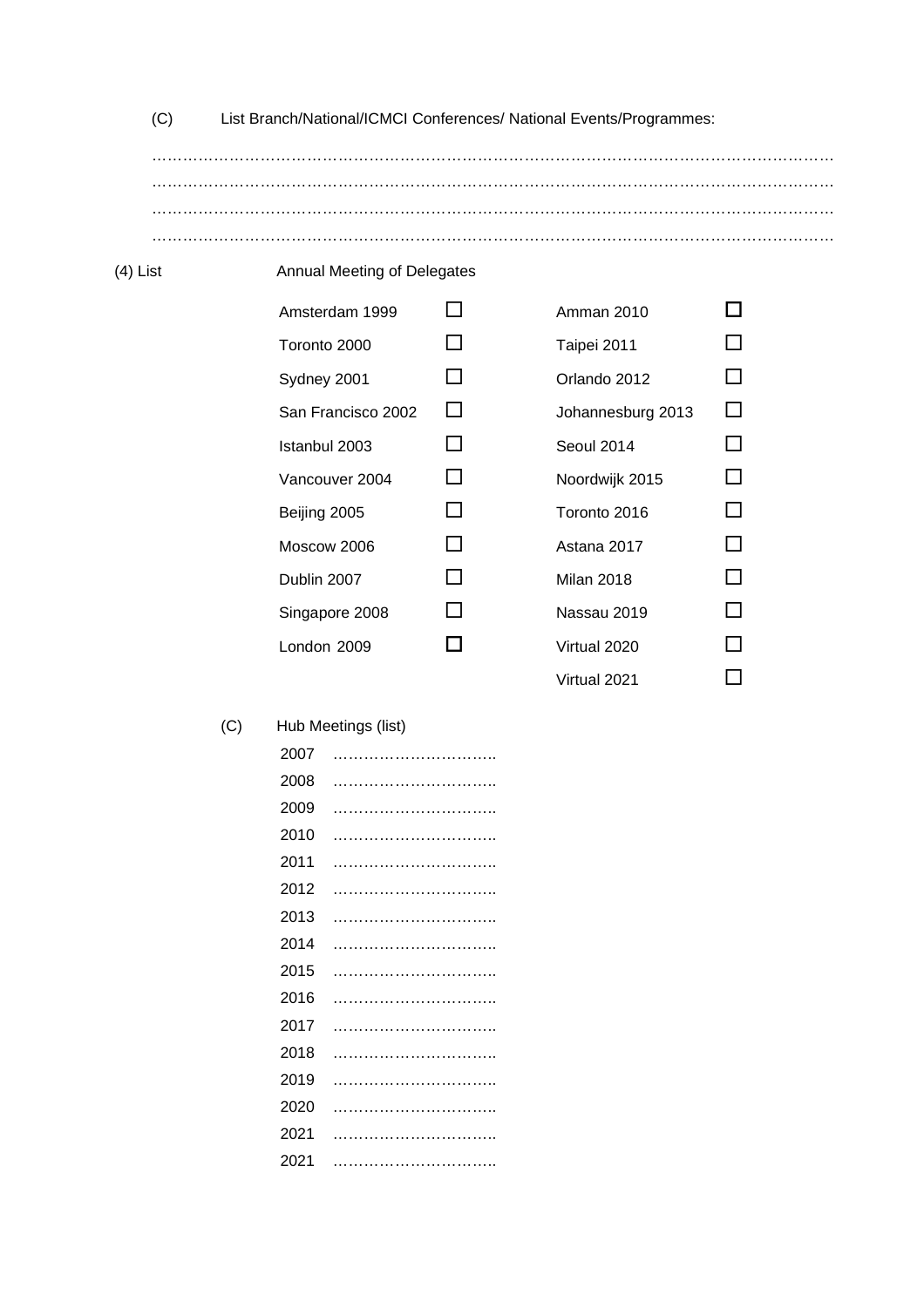(C) List Branch/National/ICMCI Conferences/ National Events/Programmes:

……………………………………………………………………………………………………………………
……………………………………………………………………………………………………………………
……………………………………………………………………………………………………………………
……………………………………………………………………………………………………………………

(4) List Annual Meeting of Delegates

| | | | |
|---|---|---|---|
| Amsterdam 1999 | ☐ | Amman 2010 | ☐ |
| Toronto 2000 | ☐ | Taipei 2011 | ☐ |
| Sydney 2001 | ☐ | Orlando 2012 | ☐ |
| San Francisco 2002 | ☐ | Johannesburg 2013 | ☐ |
| Istanbul 2003 | ☐ | Seoul 2014 | ☐ |
| Vancouver 2004 | ☐ | Noordwijk 2015 | ☐ |
| Beijing 2005 | ☐ | Toronto 2016 | ☐ |
| Moscow 2006 | ☐ | Astana 2017 | ☐ |
| Dublin 2007 | ☐ | Milan 2018 | ☐ |
| Singapore 2008 | ☐ | Nassau 2019 | ☐ |
| London 2009 | ☐ | Virtual 2020 | ☐ |
| | | Virtual 2021 | ☐ |

(C) Hub Meetings (list)

2007 …………………………..
2008 …………………………..
2009 …………………………..
2010 …………………………..
2011 …………………………..
2012 …………………………..
2013 …………………………..
2014 …………………………..
2015 …………………………..
2016 …………………………..
2017 …………………………..
2018 …………………………..
2019 …………………………..
2020 …………………………..
2021 …………………………..
2021 …………………………..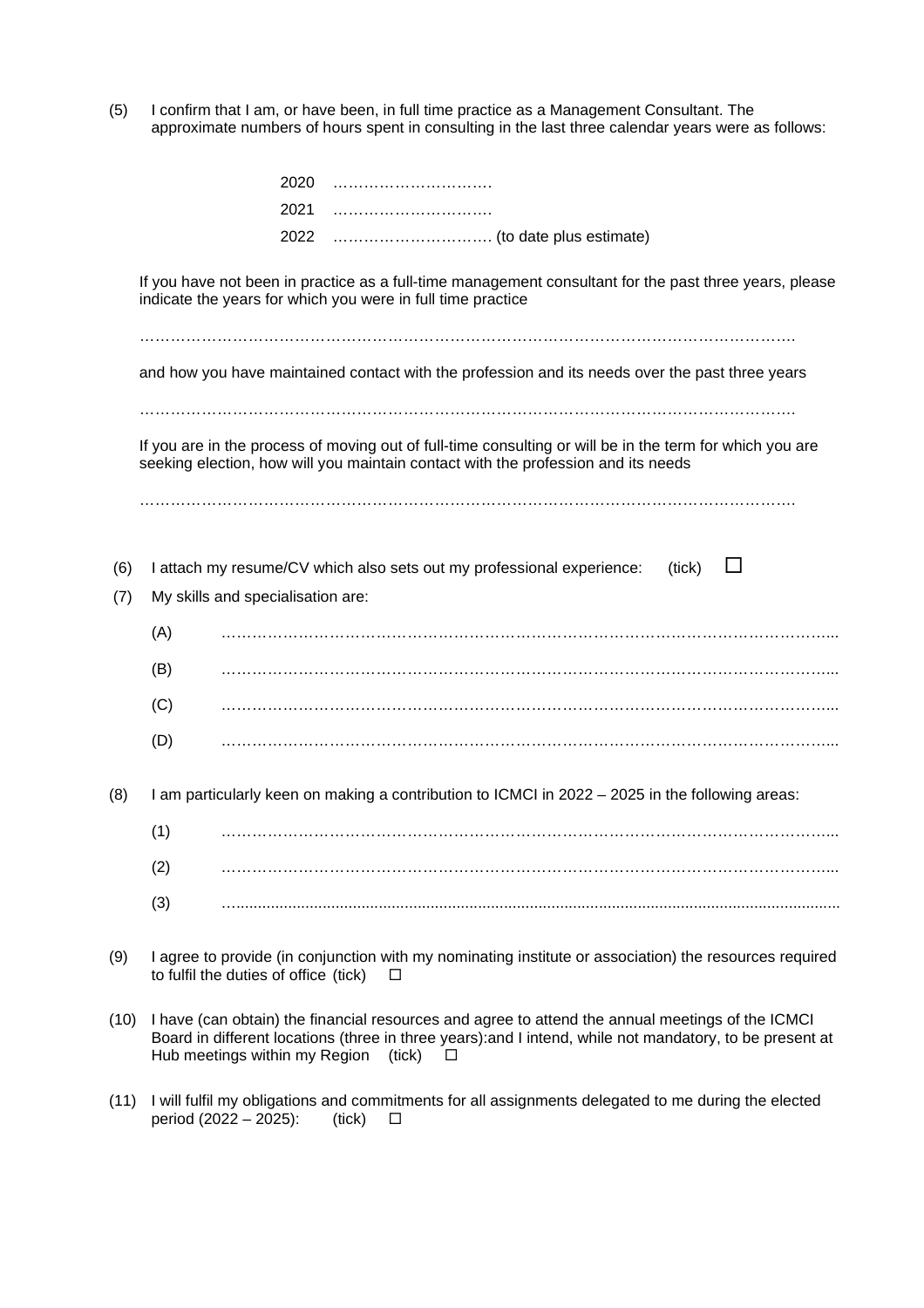(5) I confirm that I am, or have been, in full time practice as a Management Consultant. The approximate numbers of hours spent in consulting in the last three calendar years were as follows:

2020 ………………………….

2021 …………………………

2022 …………………………. (to date plus estimate)

If you have not been in practice as a full-time management consultant for the past three years, please indicate the years for which you were in full time practice

…………………………………………………………………………………………………………….

and how you have maintained contact with the profession and its needs over the past three years

…………………………………………………………………………………………………………….

If you are in the process of moving out of full-time consulting or will be in the term for which you are seeking election, how will you maintain contact with the profession and its needs

…………………………………………………………………………………………………………….

(6) I attach my resume/CV which also sets out my professional experience: (tick) ☐

(7) My skills and specialisation are:

(A) ……………………………………………………………………………………………………...

(B) ……………………………………………………………………………………………………...

(C) ……………………………………………………………………………………………………...

(D) ……………………………………………………………………………………………………...

(8) I am particularly keen on making a contribution to ICMCI in 2022 – 2025 in the following areas:

(1) ……………………………………………………………………………………………………...

(2) ……………………………………………………………………………………………………...

(3) ……………………………………………………………………………………………………...

(9) I agree to provide (in conjunction with my nominating institute or association) the resources required to fulfil the duties of office (tick) ☐

(10) I have (can obtain) the financial resources and agree to attend the annual meetings of the ICMCI Board in different locations (three in three years):and I intend, while not mandatory, to be present at Hub meetings within my Region (tick) ☐

(11) I will fulfil my obligations and commitments for all assignments delegated to me during the elected period (2022 – 2025): (tick) ☐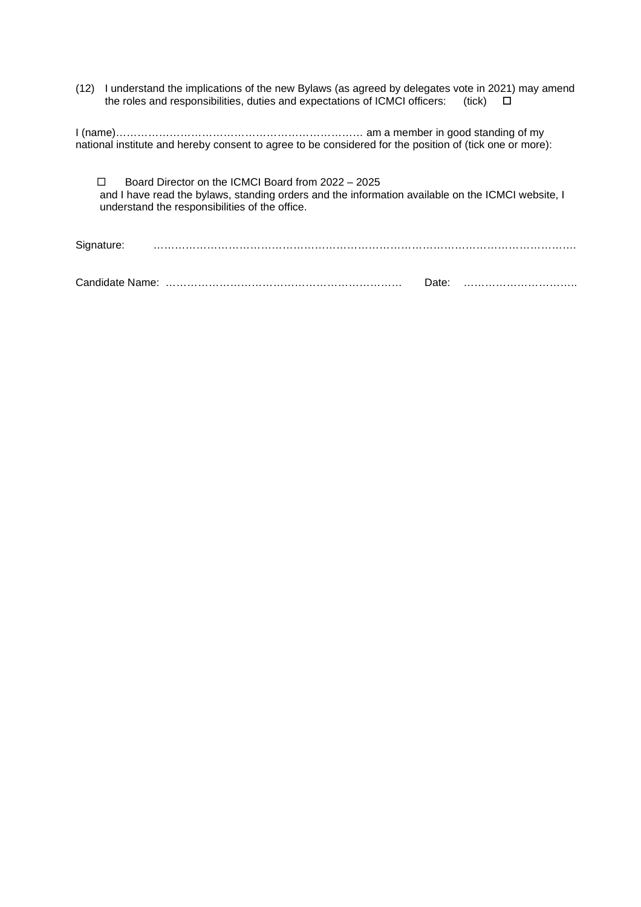(12) I understand the implications of the new Bylaws (as agreed by delegates vote in 2021) may amend the roles and responsibilities, duties and expectations of ICMCI officers: (tick) ☐

I (name)……………………………………………………………… am a member in good standing of my national institute and hereby consent to agree to be considered for the position of (tick one or more):

☐ Board Director on the ICMCI Board from 2022 – 2025
and I have read the bylaws, standing orders and the information available on the ICMCI website, I understand the responsibilities of the office.

Signature: ………………………………………………………………………………………………………….

Candidate Name: ………………………………………………………… Date: …………………………..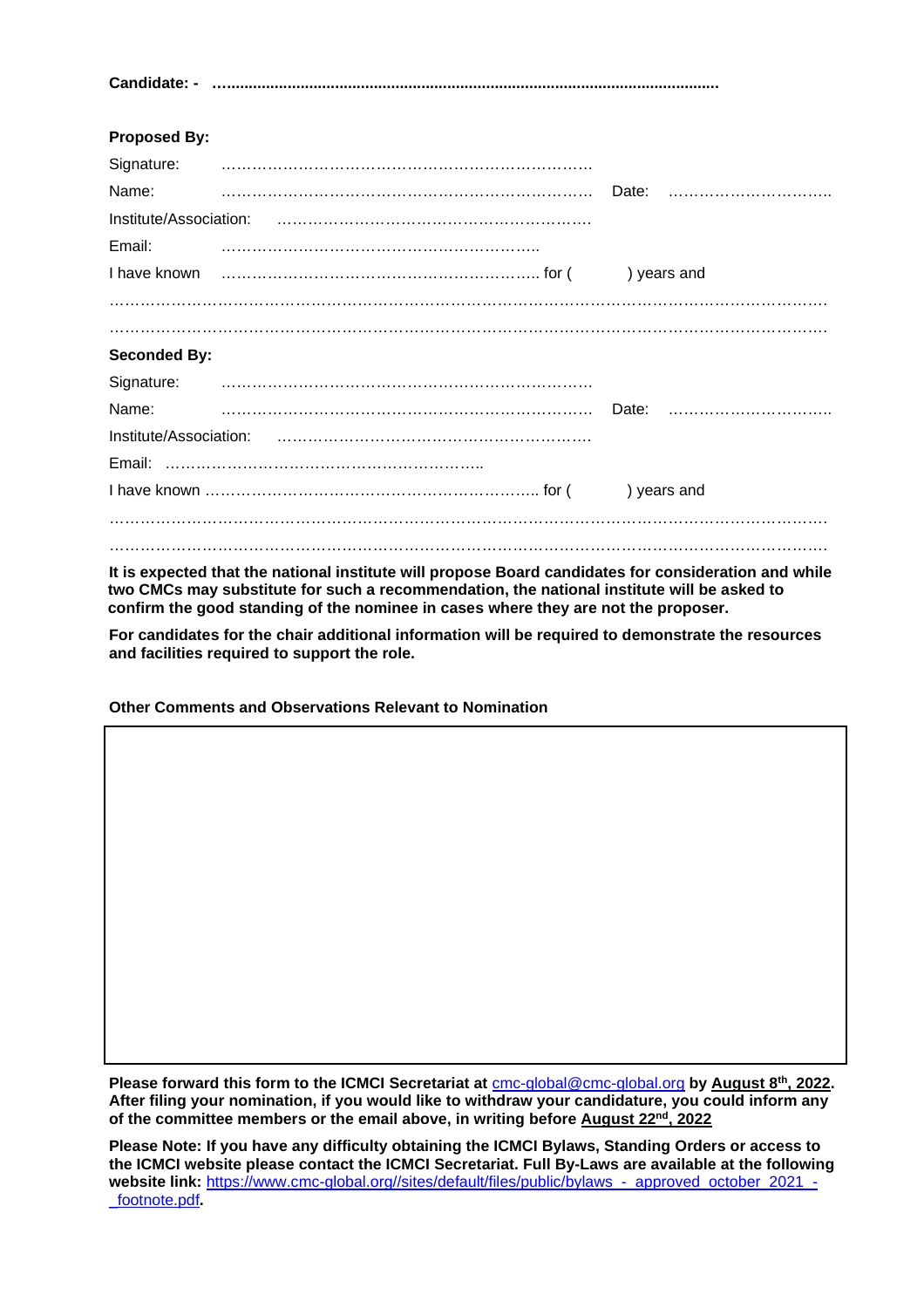**Candidate: - ......................................................................................................................**

**Proposed By:**

Signature: ………………………………………………………………

Name: ……………………………………………………………… Date: …………………………..

Institute/Association: …………………………………………………….

Email: ……………………………………………………..

I have known …………………………………………………….. for ( ) years and

………………………………………………………………………………………………………………….

………………………………………………………………………………………………………………….

**Seconded By:**

Signature: ………………………………………………………………

Name: ……………………………………………………………… Date: …………………………..

Institute/Association: …………………………………………………….

Email: ……………………………………………………..

I have known ……………………………………………………….. for ( ) years and

………………………………………………………………………………………………………………….

………………………………………………………………………………………………………………….

**It is expected that the national institute will propose Board candidates for consideration and while two CMCs may substitute for such a recommendation, the national institute will be asked to confirm the good standing of the nominee in cases where they are not the proposer.**

**For candidates for the chair additional information will be required to demonstrate the resources and facilities required to support the role.**

**Other Comments and Observations Relevant to Nomination**

| |
|---|
| |

**Please forward this form to the ICMCI Secretariat at** [cmc-global@cmc-global.org](mailto:cmc-global@cmc-global.org) **by <u>August 8th, 2022</u>. After filing your nomination, if you would like to withdraw your candidature, you could inform any of the committee members or the email above, in writing before <u>August 22nd, 2022</u>**

**Please Note: If you have any difficulty obtaining the ICMCI Bylaws, Standing Orders or access to the ICMCI website please contact the ICMCI Secretariat. Full By-Laws are available at the following website link:** [https://www.cmc-global.org//sites/default/files/public/bylaws_-_approved_october_2021_-_footnote.pdf](https://www.cmc-global.org//sites/default/files/public/bylaws_-_approved_october_2021_-_footnote.pdf)**.**